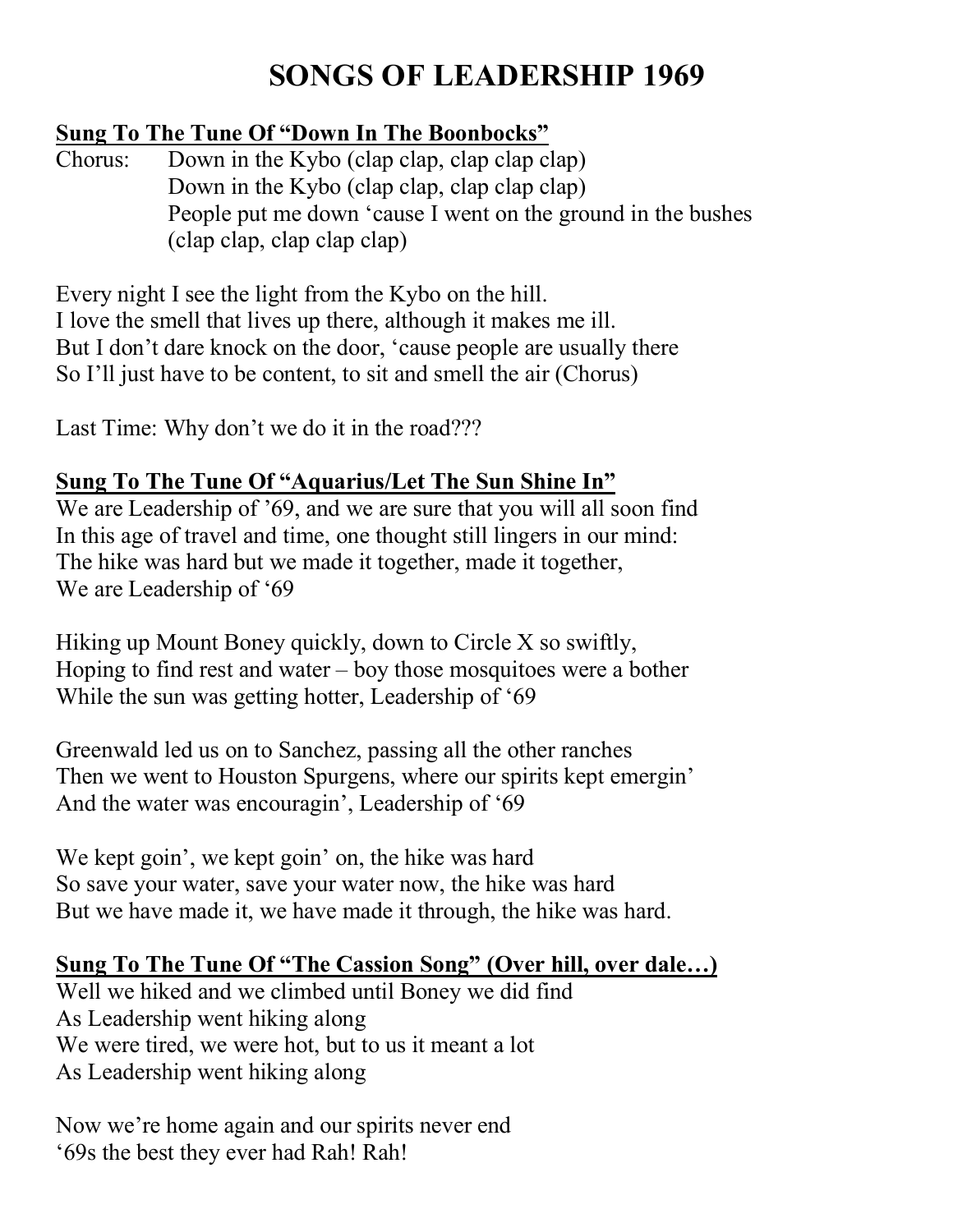# SONGS OF LEADERSHIP 1969

**<u>Sung To The Tune Of "Down In The Boonbocks"</u>**

Chorus: Down in the Kybo (clap clap, clap clap clap)
Down in the Kybo (clap clap, clap clap clap)
People put me down 'cause I went on the ground in the bushes
(clap clap, clap clap clap)

Every night I see the light from the Kybo on the hill.
I love the smell that lives up there, although it makes me ill.
But I don't dare knock on the door, 'cause people are usually there
So I'll just have to be content, to sit and smell the air (Chorus)

Last Time: Why don't we do it in the road???

**<u>Sung To The Tune Of "Aquarius/Let The Sun Shine In"</u>**

We are Leadership of '69, and we are sure that you will all soon find
In this age of travel and time, one thought still lingers in our mind:
The hike was hard but we made it together, made it together,
We are Leadership of '69

Hiking up Mount Boney quickly, down to Circle X so swiftly,
Hoping to find rest and water – boy those mosquitoes were a bother
While the sun was getting hotter, Leadership of '69

Greenwald led us on to Sanchez, passing all the other ranches
Then we went to Houston Spurgens, where our spirits kept emergin'
And the water was encouragin', Leadership of '69

We kept goin', we kept goin' on, the hike was hard
So save your water, save your water now, the hike was hard
But we have made it, we have made it through, the hike was hard.

**<u>Sung To The Tune Of "The Cassion Song" (Over hill, over dale…)</u>**

Well we hiked and we climbed until Boney we did find
As Leadership went hiking along
We were tired, we were hot, but to us it meant a lot
As Leadership went hiking along

Now we're home again and our spirits never end
'69s the best they ever had Rah! Rah!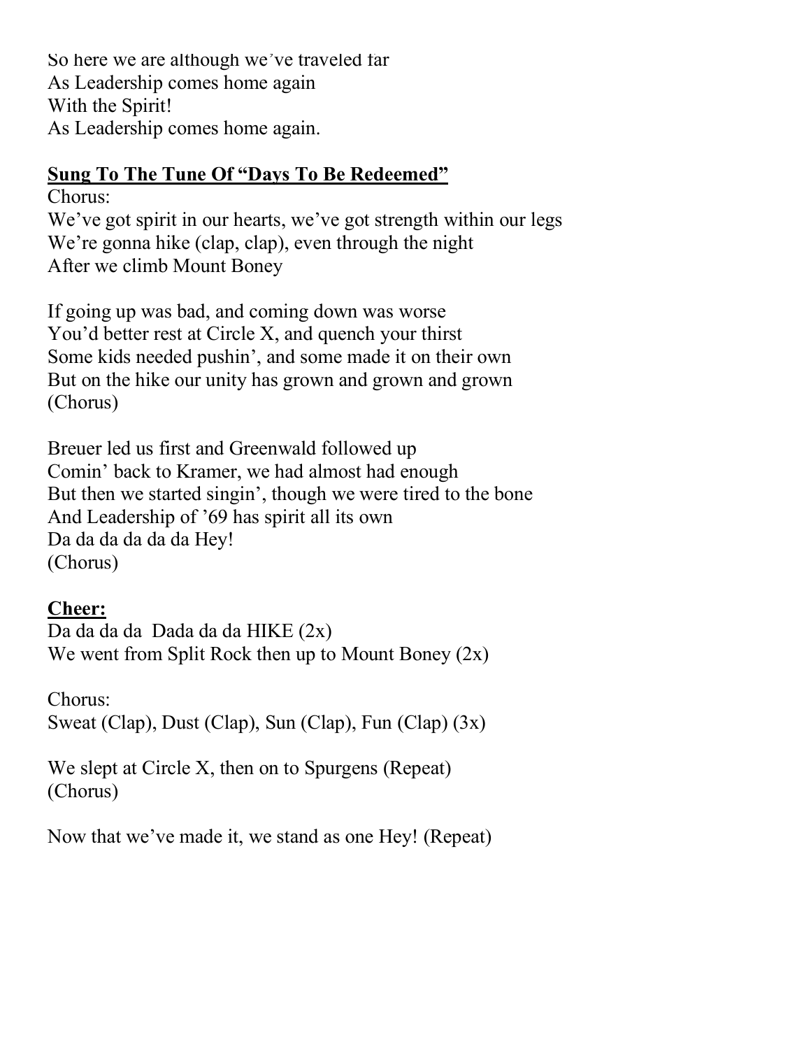So here we are although we've traveled far
As Leadership comes home again
With the Spirit!
As Leadership comes home again.

**<u>Sung To The Tune Of "Days To Be Redeemed"</u>**

Chorus:
We've got spirit in our hearts, we've got strength within our legs
We're gonna hike (clap, clap), even through the night
After we climb Mount Boney

If going up was bad, and coming down was worse
You'd better rest at Circle X, and quench your thirst
Some kids needed pushin', and some made it on their own
But on the hike our unity has grown and grown and grown
(Chorus)

Breuer led us first and Greenwald followed up
Comin' back to Kramer, we had almost had enough
But then we started singin', though we were tired to the bone
And Leadership of '69 has spirit all its own
Da da da da da da Hey!
(Chorus)

**<u>Cheer:</u>**

Da da da da Dada da da HIKE (2x)
We went from Split Rock then up to Mount Boney (2x)

Chorus:
Sweat (Clap), Dust (Clap), Sun (Clap), Fun (Clap) (3x)

We slept at Circle X, then on to Spurgens (Repeat)
(Chorus)

Now that we've made it, we stand as one Hey! (Repeat)